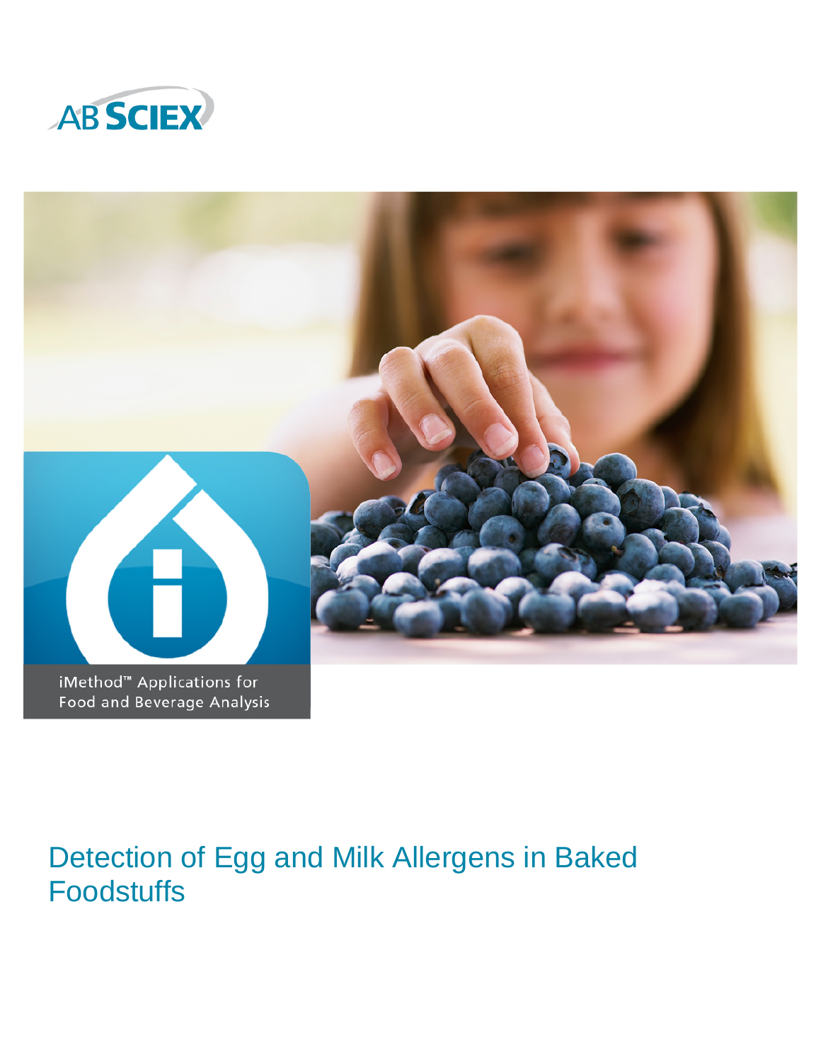AB SCIEX

iMethod™ Applications for Food and Beverage Analysis

# Detection of Egg and Milk Allergens in Baked Foodstuffs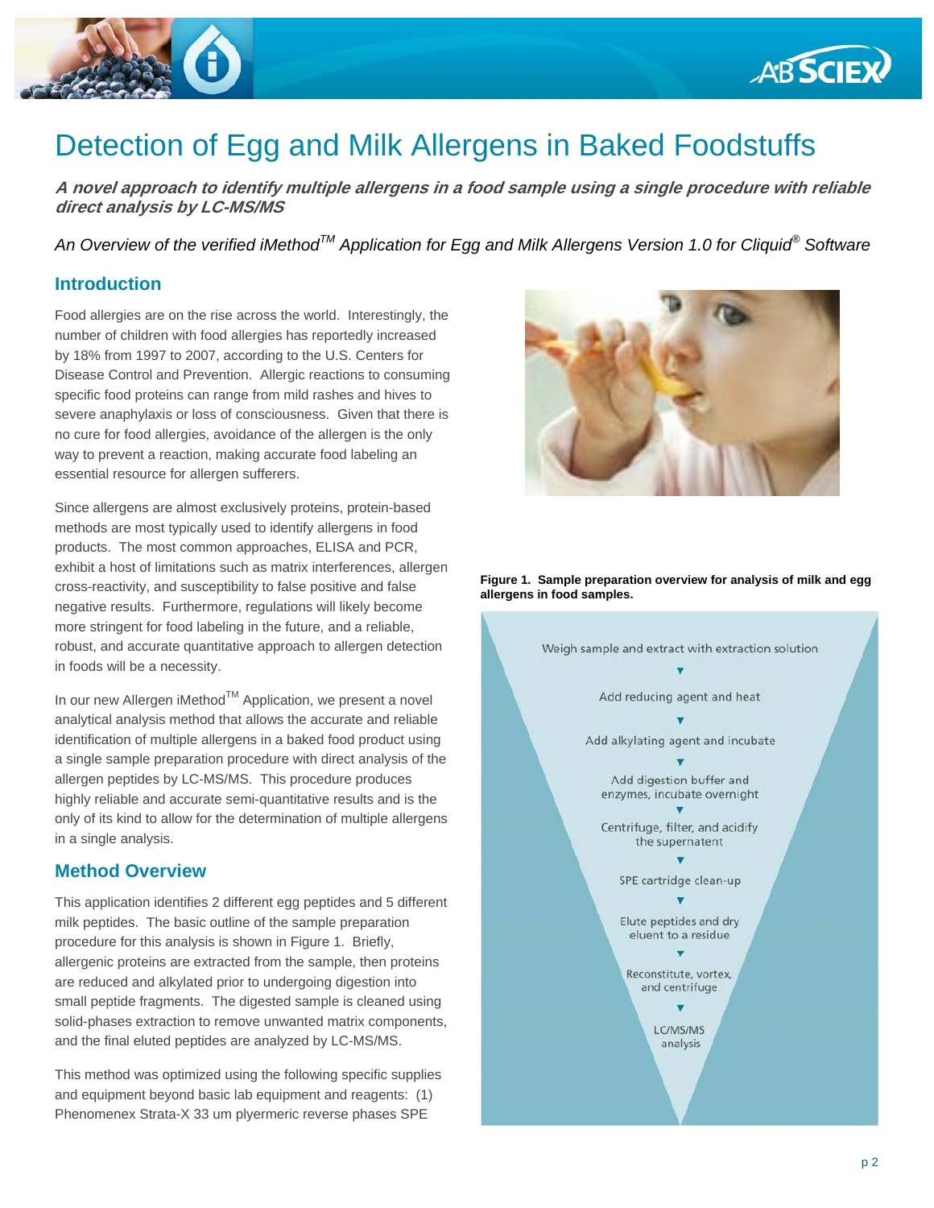# Detection of Egg and Milk Allergens in Baked Foodstuffs

***A novel approach to identify multiple allergens in a food sample using a single procedure with reliable direct analysis by LC-MS/MS***

*An Overview of the verified iMethod™ Application for Egg and Milk Allergens Version 1.0 for Cliquid® Software*

## Introduction

Food allergies are on the rise across the world. Interestingly, the number of children with food allergies has reportedly increased by 18% from 1997 to 2007, according to the U.S. Centers for Disease Control and Prevention. Allergic reactions to consuming specific food proteins can range from mild rashes and hives to severe anaphylaxis or loss of consciousness. Given that there is no cure for food allergies, avoidance of the allergen is the only way to prevent a reaction, making accurate food labeling an essential resource for allergen sufferers.

Since allergens are almost exclusively proteins, protein-based methods are most typically used to identify allergens in food products. The most common approaches, ELISA and PCR, exhibit a host of limitations such as matrix interferences, allergen cross-reactivity, and susceptibility to false positive and false negative results. Furthermore, regulations will likely become more stringent for food labeling in the future, and a reliable, robust, and accurate quantitative approach to allergen detection in foods will be a necessity.

In our new Allergen iMethod™ Application, we present a novel analytical analysis method that allows the accurate and reliable identification of multiple allergens in a baked food product using a single sample preparation procedure with direct analysis of the allergen peptides by LC-MS/MS. This procedure produces highly reliable and accurate semi-quantitative results and is the only of its kind to allow for the determination of multiple allergens in a single analysis.

## Method Overview

This application identifies 2 different egg peptides and 5 different milk peptides. The basic outline of the sample preparation procedure for this analysis is shown in Figure 1. Briefly, allergenic proteins are extracted from the sample, then proteins are reduced and alkylated prior to undergoing digestion into small peptide fragments. The digested sample is cleaned using solid-phases extraction to remove unwanted matrix components, and the final eluted peptides are analyzed by LC-MS/MS.

This method was optimized using the following specific supplies and equipment beyond basic lab equipment and reagents: (1) Phenomenex Strata-X 33 um plyermeric reverse phases SPE

**Figure 1. Sample preparation overview for analysis of milk and egg allergens in food samples.**

- Weigh sample and extract with extraction solution
- Add reducing agent and heat
- Add alkylating agent and incubate
- Add digestion buffer and enzymes, incubate overnight
- Centrifuge, filter, and acidify the supernatant
- SPE cartridge clean-up
- Elute peptides and dry eluent to a residue
- Reconstitute, vortex, and centrifuge
- LC/MS/MS analysis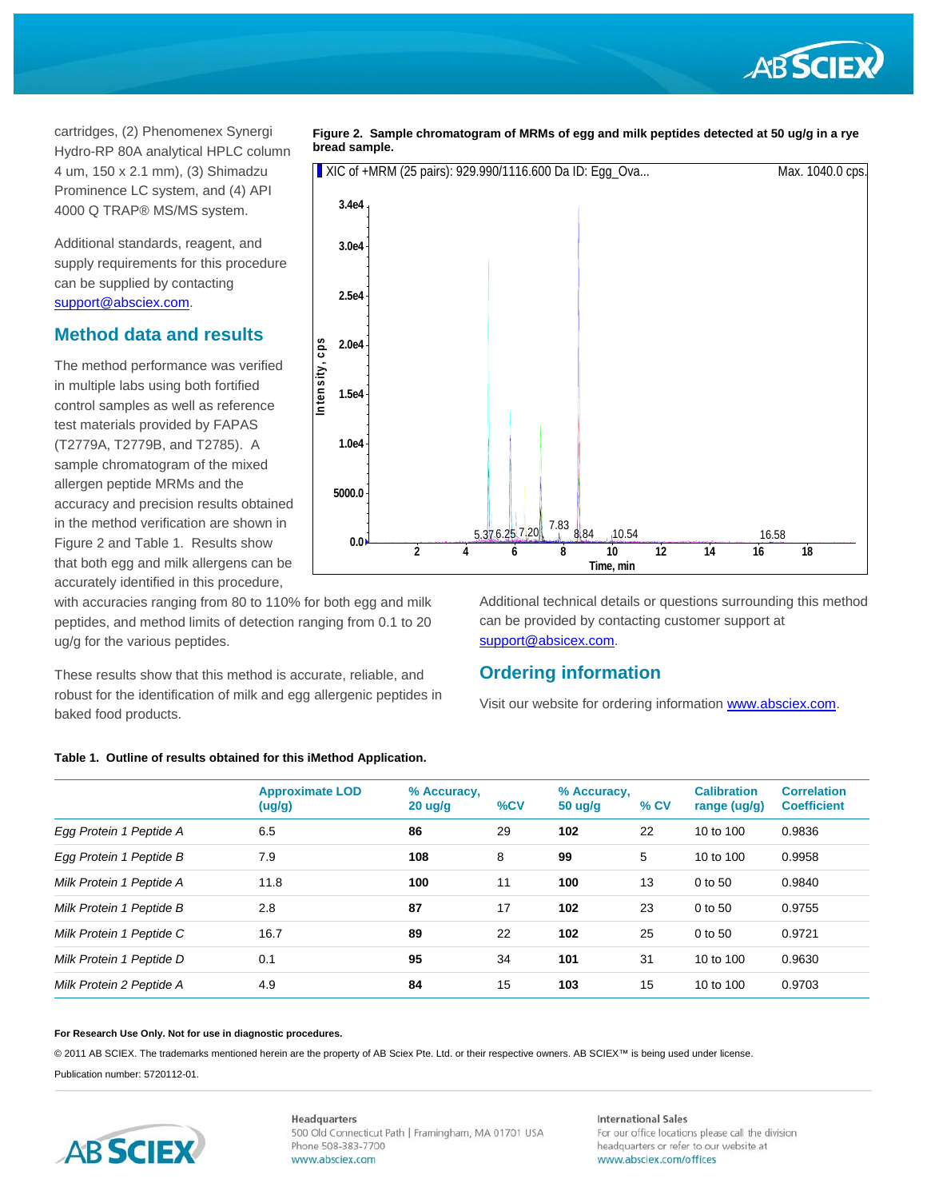cartridges, (2) Phenomenex Synergi Hydro-RP 80A analytical HPLC column 4 um, 150 x 2.1 mm), (3) Shimadzu Prominence LC system, and (4) API 4000 Q TRAP® MS/MS system.

Additional standards, reagent, and supply requirements for this procedure can be supplied by contacting support@absciex.com.

## Method data and results

The method performance was verified in multiple labs using both fortified control samples as well as reference test materials provided by FAPAS (T2779A, T2779B, and T2785). A sample chromatogram of the mixed allergen peptide MRMs and the accuracy and precision results obtained in the method verification are shown in Figure 2 and Table 1. Results show that both egg and milk allergens can be accurately identified in this procedure, with accuracies ranging from 80 to 110% for both egg and milk peptides, and method limits of detection ranging from 0.1 to 20 ug/g for the various peptides.

These results show that this method is accurate, reliable, and robust for the identification of milk and egg allergenic peptides in baked food products.

**Figure 2. Sample chromatogram of MRMs of egg and milk peptides detected at 50 ug/g in a rye bread sample.**

XIC of +MRM (25 pairs): 929.990/1116.600 Da ID: Egg_Ova...
Max. 1040.0 cps.
Intensity, cps
3.4e4
3.0e4
2.5e4
2.0e4
1.5e4
1.0e4
5000.0
0.0
5.37 6.25 7.20 7.83 8.84 10.54 16.58
2 4 6 8 10 12 14 16 18
Time, min

Additional technical details or questions surrounding this method can be provided by contacting customer support at support@absicex.com.

## Ordering information

Visit our website for ordering information www.absciex.com.

**Table 1. Outline of results obtained for this iMethod Application.**

| | Approximate LOD (ug/g) | % Accuracy, 20 ug/g | %CV | % Accuracy, 50 ug/g | % CV | Calibration range (ug/g) | Correlation Coefficient |
|---|---|---|---|---|---|---|---|
| *Egg Protein 1 Peptide A* | 6.5 | **86** | 29 | **102** | 22 | 10 to 100 | 0.9836 |
| *Egg Protein 1 Peptide B* | 7.9 | **108** | 8 | **99** | 5 | 10 to 100 | 0.9958 |
| *Milk Protein 1 Peptide A* | 11.8 | **100** | 11 | **100** | 13 | 0 to 50 | 0.9840 |
| *Milk Protein 1 Peptide B* | 2.8 | **87** | 17 | **102** | 23 | 0 to 50 | 0.9755 |
| *Milk Protein 1 Peptide C* | 16.7 | **89** | 22 | **102** | 25 | 0 to 50 | 0.9721 |
| *Milk Protein 1 Peptide D* | 0.1 | **95** | 34 | **101** | 31 | 10 to 100 | 0.9630 |
| *Milk Protein 2 Peptide A* | 4.9 | **84** | 15 | **103** | 15 | 10 to 100 | 0.9703 |

**For Research Use Only. Not for use in diagnostic procedures.**

© 2011 AB SCIEX. The trademarks mentioned herein are the property of AB Sciex Pte. Ltd. or their respective owners. AB SCIEX™ is being used under license.

Publication number: 5720112-01.

**Headquarters**
500 Old Connecticut Path | Framingham, MA 01701 USA
Phone 508-383-7700
www.absciex.com

**International Sales**
For our office locations please call the division headquarters or refer to our website at
www.absciex.com/offices